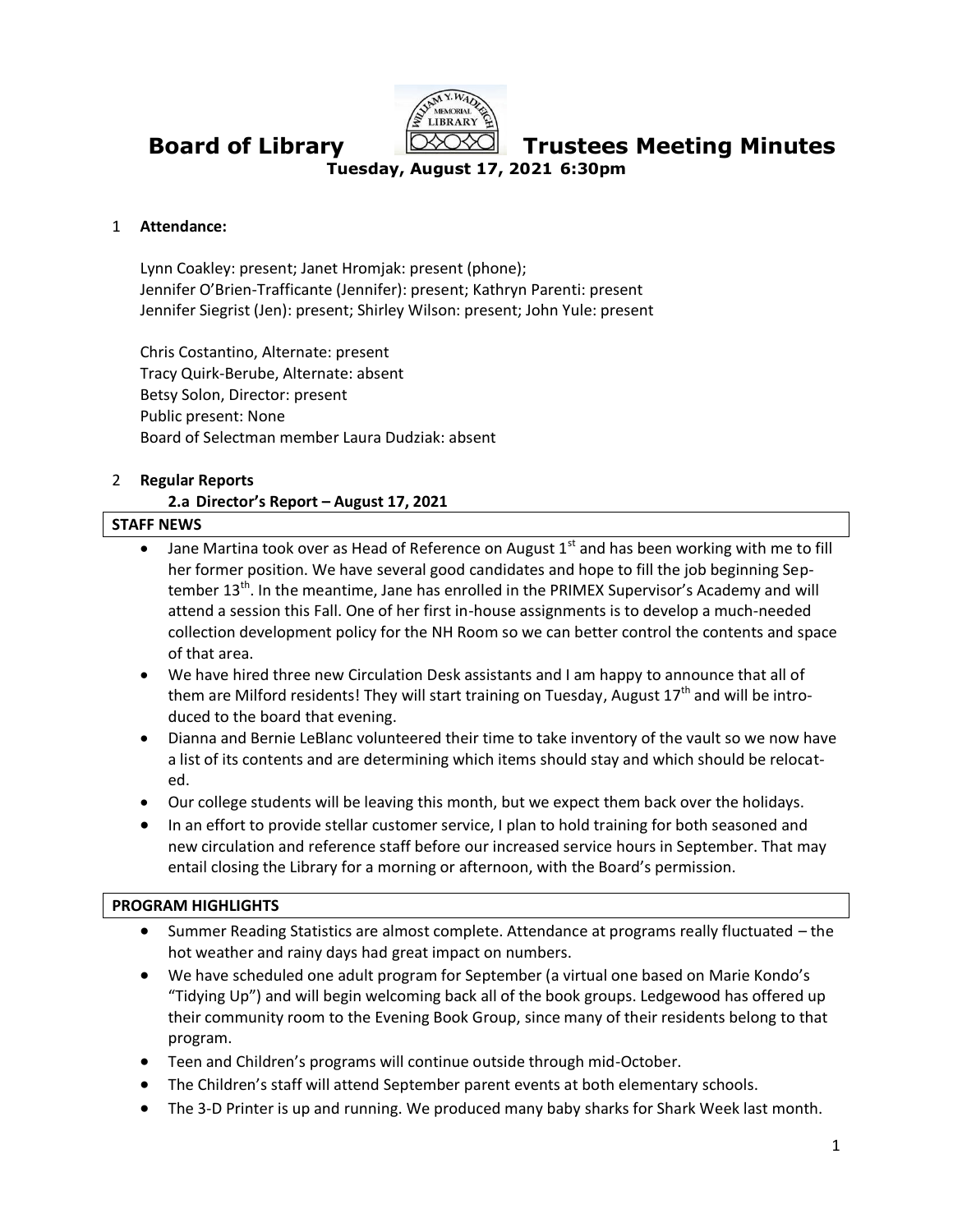# Board of Library Trustees Meeting Minutes

**Tuesday, August 17, 2021 6:30pm**

1 **Attendance:**

Lynn Coakley: present; Janet Hromjak: present (phone);
Jennifer O'Brien-Trafficante (Jennifer): present; Kathryn Parenti: present
Jennifer Siegrist (Jen): present; Shirley Wilson: present; John Yule: present

Chris Costantino, Alternate: present
Tracy Quirk-Berube, Alternate: absent
Betsy Solon, Director: present
Public present: None
Board of Selectman member Laura Dudziak: absent

2 **Regular Reports**

**2.a Director's Report – August 17, 2021**

**STAFF NEWS**

- Jane Martina took over as Head of Reference on August 1st and has been working with me to fill her former position. We have several good candidates and hope to fill the job beginning September 13th. In the meantime, Jane has enrolled in the PRIMEX Supervisor's Academy and will attend a session this Fall. One of her first in-house assignments is to develop a much-needed collection development policy for the NH Room so we can better control the contents and space of that area.
- We have hired three new Circulation Desk assistants and I am happy to announce that all of them are Milford residents! They will start training on Tuesday, August 17th and will be introduced to the board that evening.
- Dianna and Bernie LeBlanc volunteered their time to take inventory of the vault so we now have a list of its contents and are determining which items should stay and which should be relocated.
- Our college students will be leaving this month, but we expect them back over the holidays.
- In an effort to provide stellar customer service, I plan to hold training for both seasoned and new circulation and reference staff before our increased service hours in September. That may entail closing the Library for a morning or afternoon, with the Board's permission.

**PROGRAM HIGHLIGHTS**

- Summer Reading Statistics are almost complete. Attendance at programs really fluctuated – the hot weather and rainy days had great impact on numbers.
- We have scheduled one adult program for September (a virtual one based on Marie Kondo's "Tidying Up") and will begin welcoming back all of the book groups. Ledgewood has offered up their community room to the Evening Book Group, since many of their residents belong to that program.
- Teen and Children's programs will continue outside through mid-October.
- The Children's staff will attend September parent events at both elementary schools.
- The 3-D Printer is up and running. We produced many baby sharks for Shark Week last month.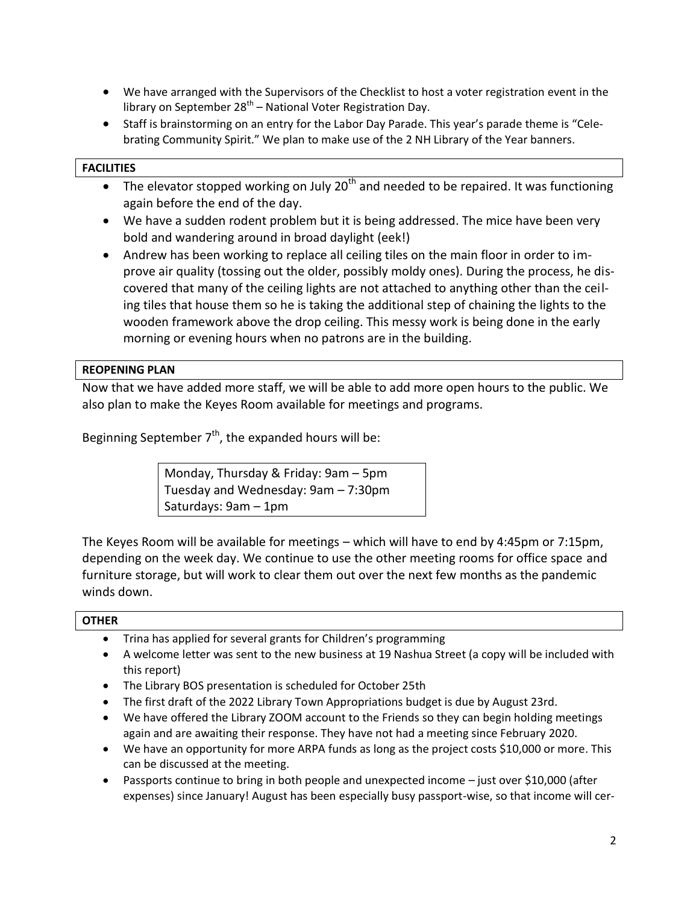- We have arranged with the Supervisors of the Checklist to host a voter registration event in the library on September 28th – National Voter Registration Day.
- Staff is brainstorming on an entry for the Labor Day Parade. This year's parade theme is "Celebrating Community Spirit." We plan to make use of the 2 NH Library of the Year banners.

**FACILITIES**

- The elevator stopped working on July 20th and needed to be repaired. It was functioning again before the end of the day.
- We have a sudden rodent problem but it is being addressed. The mice have been very bold and wandering around in broad daylight (eek!)
- Andrew has been working to replace all ceiling tiles on the main floor in order to improve air quality (tossing out the older, possibly moldy ones). During the process, he discovered that many of the ceiling lights are not attached to anything other than the ceiling tiles that house them so he is taking the additional step of chaining the lights to the wooden framework above the drop ceiling. This messy work is being done in the early morning or evening hours when no patrons are in the building.

**REOPENING PLAN**

Now that we have added more staff, we will be able to add more open hours to the public. We also plan to make the Keyes Room available for meetings and programs.

Beginning September 7th, the expanded hours will be:

Monday, Thursday & Friday: 9am – 5pm
Tuesday and Wednesday: 9am – 7:30pm
Saturdays: 9am – 1pm

The Keyes Room will be available for meetings – which will have to end by 4:45pm or 7:15pm, depending on the week day. We continue to use the other meeting rooms for office space and furniture storage, but will work to clear them out over the next few months as the pandemic winds down.

**OTHER**

- Trina has applied for several grants for Children's programming
- A welcome letter was sent to the new business at 19 Nashua Street (a copy will be included with this report)
- The Library BOS presentation is scheduled for October 25th
- The first draft of the 2022 Library Town Appropriations budget is due by August 23rd.
- We have offered the Library ZOOM account to the Friends so they can begin holding meetings again and are awaiting their response. They have not had a meeting since February 2020.
- We have an opportunity for more ARPA funds as long as the project costs $10,000 or more. This can be discussed at the meeting.
- Passports continue to bring in both people and unexpected income – just over $10,000 (after expenses) since January! August has been especially busy passport-wise, so that income will cer-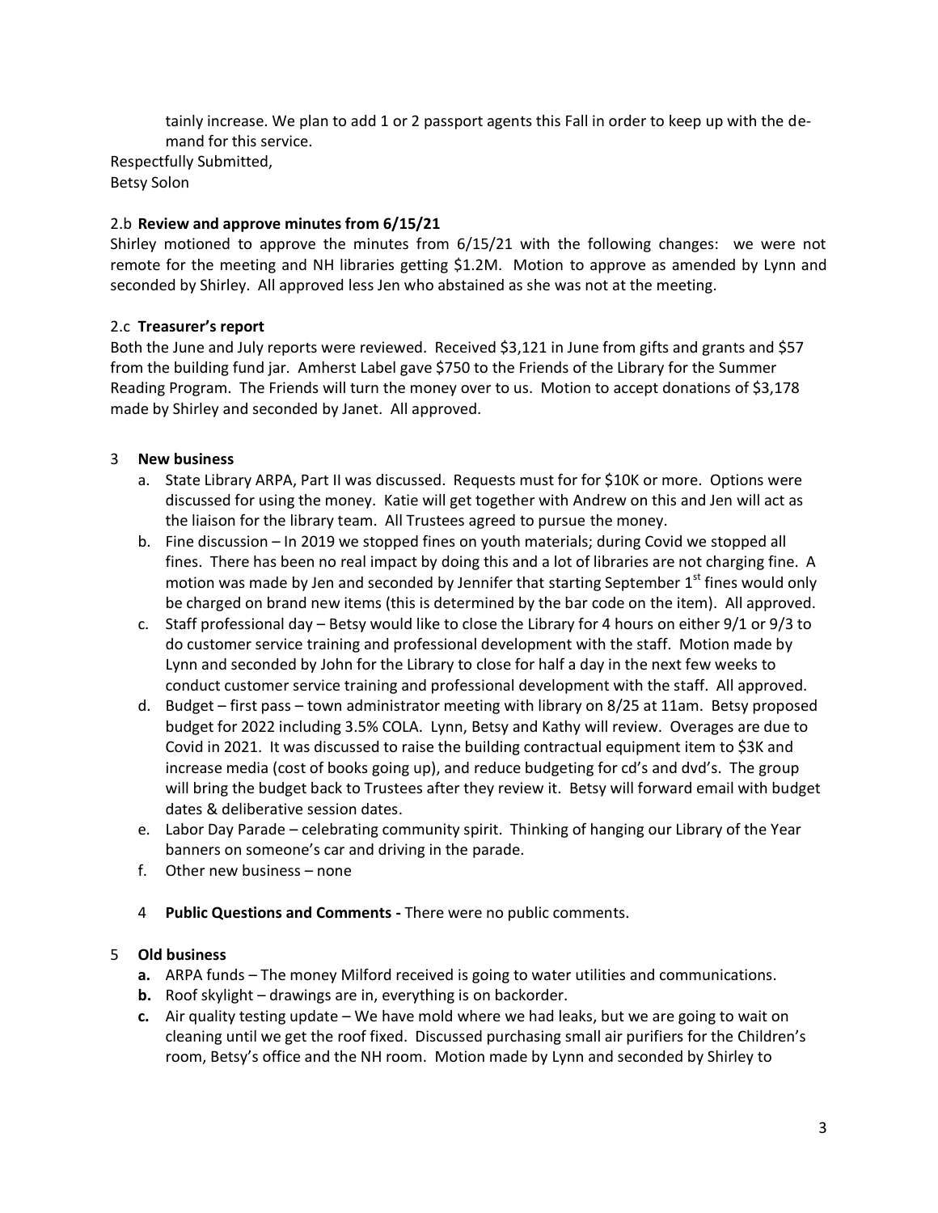tainly increase. We plan to add 1 or 2 passport agents this Fall in order to keep up with the demand for this service.

Respectfully Submitted,
Betsy Solon

2.b **Review and approve minutes from 6/15/21**

Shirley motioned to approve the minutes from 6/15/21 with the following changes: we were not remote for the meeting and NH libraries getting $1.2M. Motion to approve as amended by Lynn and seconded by Shirley. All approved less Jen who abstained as she was not at the meeting.

2.c **Treasurer's report**

Both the June and July reports were reviewed. Received $3,121 in June from gifts and grants and $57 from the building fund jar. Amherst Label gave $750 to the Friends of the Library for the Summer Reading Program. The Friends will turn the money over to us. Motion to accept donations of $3,178 made by Shirley and seconded by Janet. All approved.

3 **New business**

a. State Library ARPA, Part II was discussed. Requests must for for $10K or more. Options were discussed for using the money. Katie will get together with Andrew on this and Jen will act as the liaison for the library team. All Trustees agreed to pursue the money.
b. Fine discussion – In 2019 we stopped fines on youth materials; during Covid we stopped all fines. There has been no real impact by doing this and a lot of libraries are not charging fine. A motion was made by Jen and seconded by Jennifer that starting September 1st fines would only be charged on brand new items (this is determined by the bar code on the item). All approved.
c. Staff professional day – Betsy would like to close the Library for 4 hours on either 9/1 or 9/3 to do customer service training and professional development with the staff. Motion made by Lynn and seconded by John for the Library to close for half a day in the next few weeks to conduct customer service training and professional development with the staff. All approved.
d. Budget – first pass – town administrator meeting with library on 8/25 at 11am. Betsy proposed budget for 2022 including 3.5% COLA. Lynn, Betsy and Kathy will review. Overages are due to Covid in 2021. It was discussed to raise the building contractual equipment item to $3K and increase media (cost of books going up), and reduce budgeting for cd's and dvd's. The group will bring the budget back to Trustees after they review it. Betsy will forward email with budget dates & deliberative session dates.
e. Labor Day Parade – celebrating community spirit. Thinking of hanging our Library of the Year banners on someone's car and driving in the parade.
f. Other new business – none

4 **Public Questions and Comments -** There were no public comments.

5 **Old business**

**a.** ARPA funds – The money Milford received is going to water utilities and communications.
**b.** Roof skylight – drawings are in, everything is on backorder.
**c.** Air quality testing update – We have mold where we had leaks, but we are going to wait on cleaning until we get the roof fixed. Discussed purchasing small air purifiers for the Children's room, Betsy's office and the NH room. Motion made by Lynn and seconded by Shirley to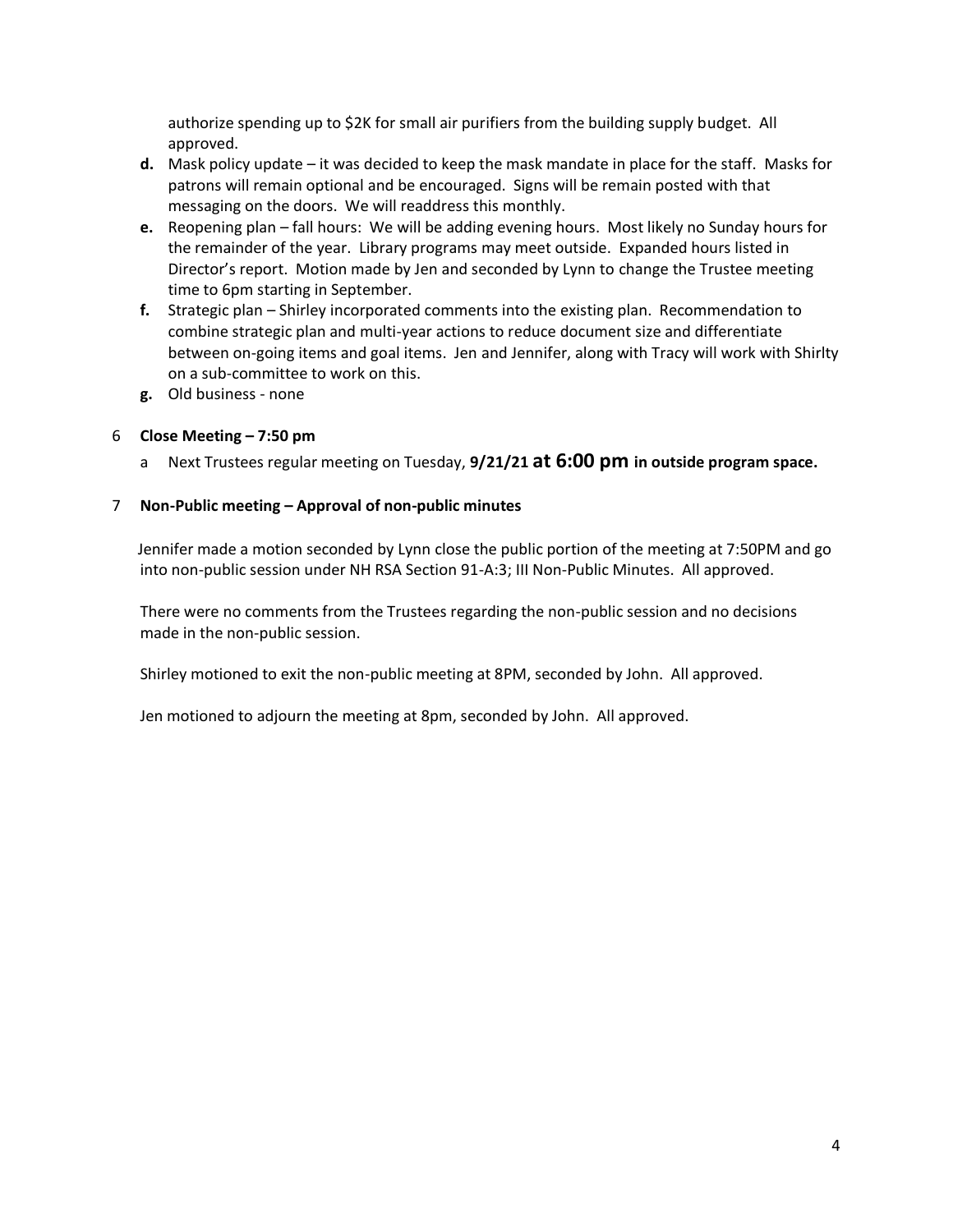authorize spending up to $2K for small air purifiers from the building supply budget. All approved.

- **d.** Mask policy update – it was decided to keep the mask mandate in place for the staff. Masks for patrons will remain optional and be encouraged. Signs will be remain posted with that messaging on the doors. We will readdress this monthly.
- **e.** Reopening plan – fall hours: We will be adding evening hours. Most likely no Sunday hours for the remainder of the year. Library programs may meet outside. Expanded hours listed in Director's report. Motion made by Jen and seconded by Lynn to change the Trustee meeting time to 6pm starting in September.
- **f.** Strategic plan – Shirley incorporated comments into the existing plan. Recommendation to combine strategic plan and multi-year actions to reduce document size and differentiate between on-going items and goal items. Jen and Jennifer, along with Tracy will work with Shirlty on a sub-committee to work on this.
- **g.** Old business - none

6 **Close Meeting – 7:50 pm**

a Next Trustees regular meeting on Tuesday, **9/21/21 at 6:00 pm in outside program space.**

7 **Non-Public meeting – Approval of non-public minutes**

Jennifer made a motion seconded by Lynn close the public portion of the meeting at 7:50PM and go into non-public session under NH RSA Section 91-A:3; III Non-Public Minutes. All approved.

There were no comments from the Trustees regarding the non-public session and no decisions made in the non-public session.

Shirley motioned to exit the non-public meeting at 8PM, seconded by John. All approved.

Jen motioned to adjourn the meeting at 8pm, seconded by John. All approved.